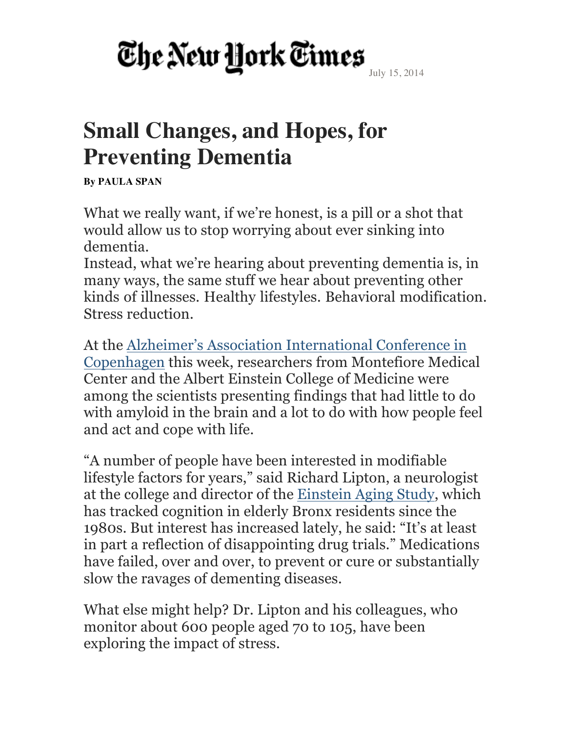The New York Times July 15, 2014

# Small Changes, and Hopes, for Preventing Dementia

**By PAULA SPAN**

What we really want, if we're honest, is a pill or a shot that would allow us to stop worrying about ever sinking into dementia.
Instead, what we're hearing about preventing dementia is, in many ways, the same stuff we hear about preventing other kinds of illnesses. Healthy lifestyles. Behavioral modification. Stress reduction.

At the Alzheimer's Association International Conference in Copenhagen this week, researchers from Montefiore Medical Center and the Albert Einstein College of Medicine were among the scientists presenting findings that had little to do with amyloid in the brain and a lot to do with how people feel and act and cope with life.

"A number of people have been interested in modifiable lifestyle factors for years," said Richard Lipton, a neurologist at the college and director of the Einstein Aging Study, which has tracked cognition in elderly Bronx residents since the 1980s. But interest has increased lately, he said: "It's at least in part a reflection of disappointing drug trials." Medications have failed, over and over, to prevent or cure or substantially slow the ravages of dementing diseases.

What else might help? Dr. Lipton and his colleagues, who monitor about 600 people aged 70 to 105, have been exploring the impact of stress.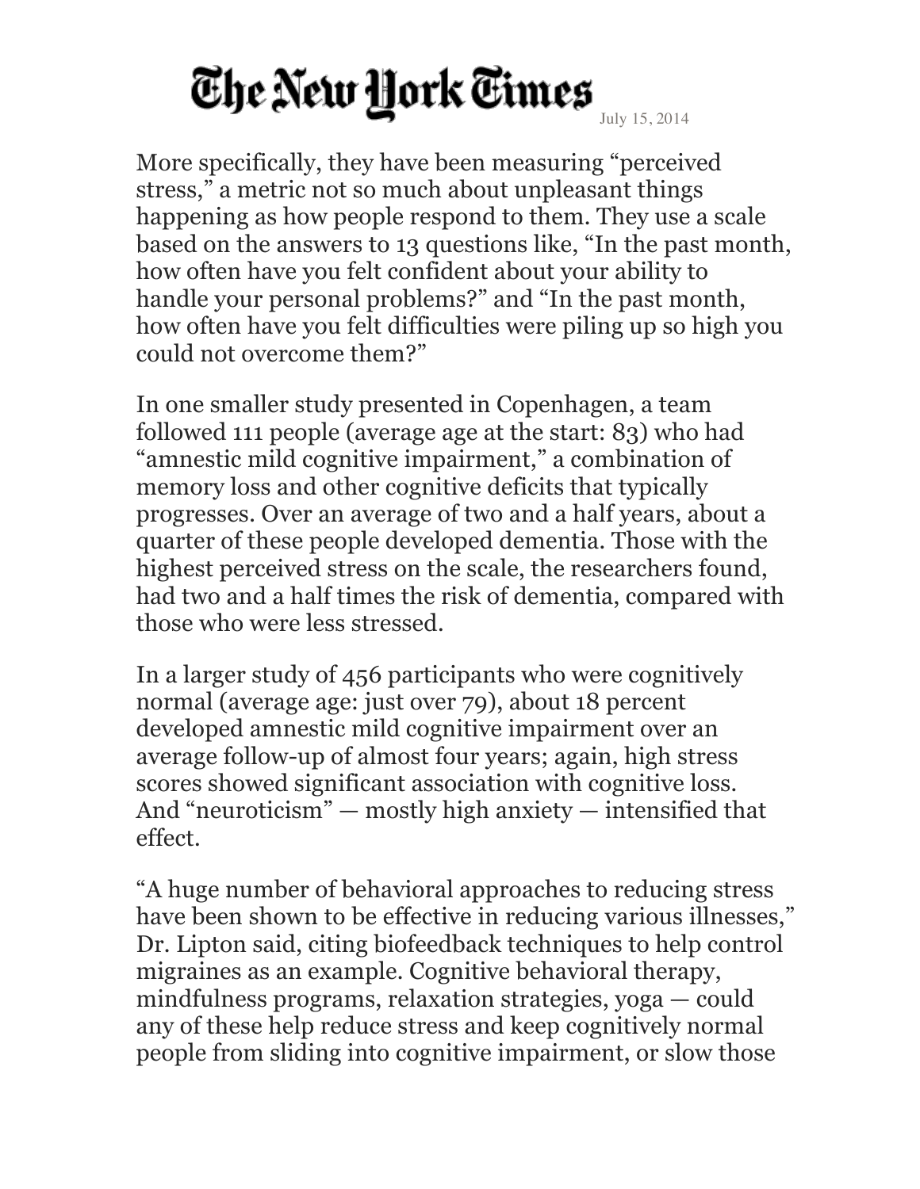More specifically, they have been measuring “perceived stress,” a metric not so much about unpleasant things happening as how people respond to them. They use a scale based on the answers to 13 questions like, “In the past month, how often have you felt confident about your ability to handle your personal problems?” and “In the past month, how often have you felt difficulties were piling up so high you could not overcome them?”

In one smaller study presented in Copenhagen, a team followed 111 people (average age at the start: 83) who had “amnestic mild cognitive impairment,” a combination of memory loss and other cognitive deficits that typically progresses. Over an average of two and a half years, about a quarter of these people developed dementia. Those with the highest perceived stress on the scale, the researchers found, had two and a half times the risk of dementia, compared with those who were less stressed.

In a larger study of 456 participants who were cognitively normal (average age: just over 79), about 18 percent developed amnestic mild cognitive impairment over an average follow-up of almost four years; again, high stress scores showed significant association with cognitive loss. And “neuroticism” — mostly high anxiety — intensified that effect.

“A huge number of behavioral approaches to reducing stress have been shown to be effective in reducing various illnesses,” Dr. Lipton said, citing biofeedback techniques to help control migraines as an example. Cognitive behavioral therapy, mindfulness programs, relaxation strategies, yoga — could any of these help reduce stress and keep cognitively normal people from sliding into cognitive impairment, or slow those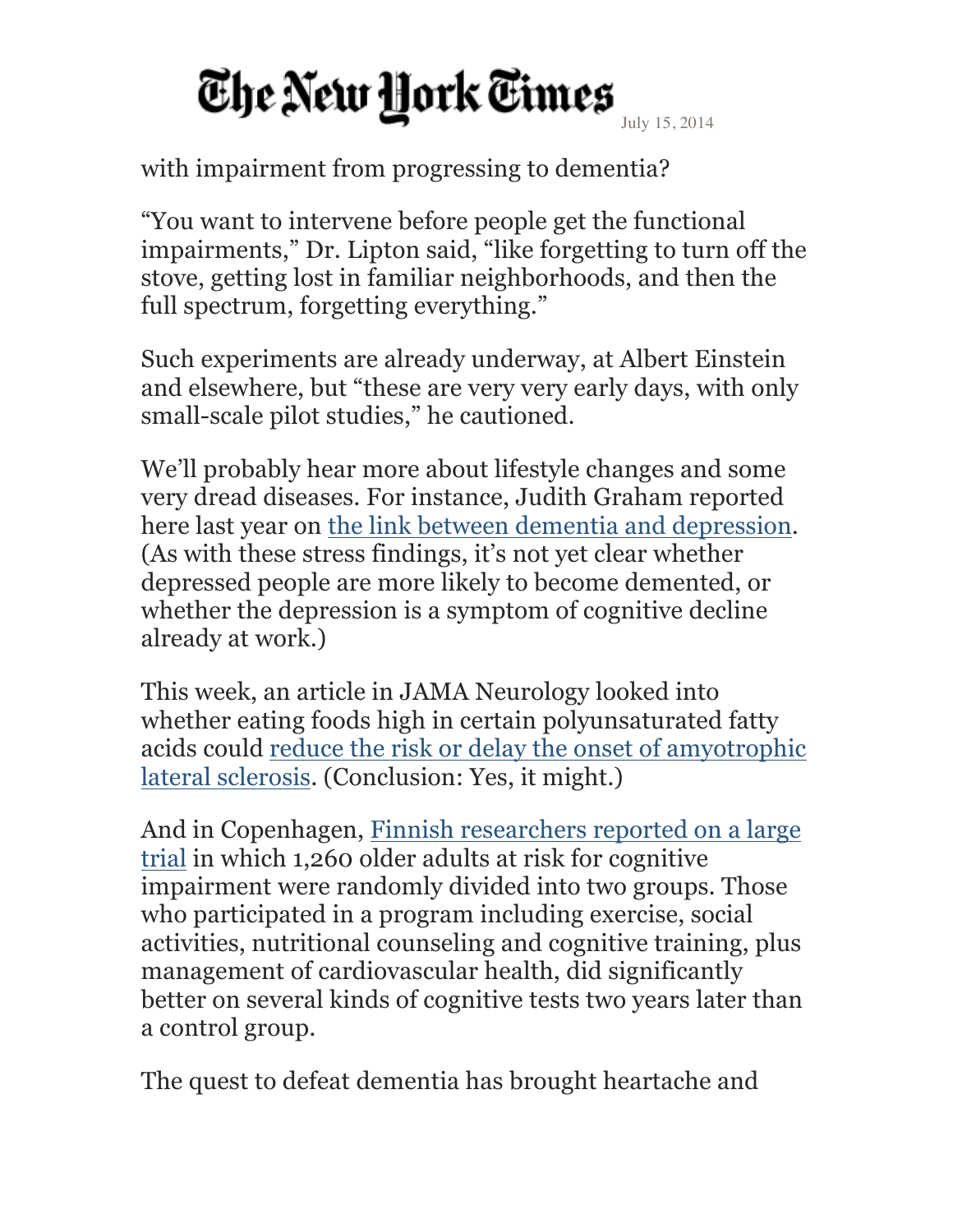with impairment from progressing to dementia?

"You want to intervene before people get the functional impairments," Dr. Lipton said, "like forgetting to turn off the stove, getting lost in familiar neighborhoods, and then the full spectrum, forgetting everything."

Such experiments are already underway, at Albert Einstein and elsewhere, but "these are very very early days, with only small-scale pilot studies," he cautioned.

We'll probably hear more about lifestyle changes and some very dread diseases. For instance, Judith Graham reported here last year on the link between dementia and depression. (As with these stress findings, it's not yet clear whether depressed people are more likely to become demented, or whether the depression is a symptom of cognitive decline already at work.)

This week, an article in JAMA Neurology looked into whether eating foods high in certain polyunsaturated fatty acids could reduce the risk or delay the onset of amyotrophic lateral sclerosis. (Conclusion: Yes, it might.)

And in Copenhagen, Finnish researchers reported on a large trial in which 1,260 older adults at risk for cognitive impairment were randomly divided into two groups. Those who participated in a program including exercise, social activities, nutritional counseling and cognitive training, plus management of cardiovascular health, did significantly better on several kinds of cognitive tests two years later than a control group.

The quest to defeat dementia has brought heartache and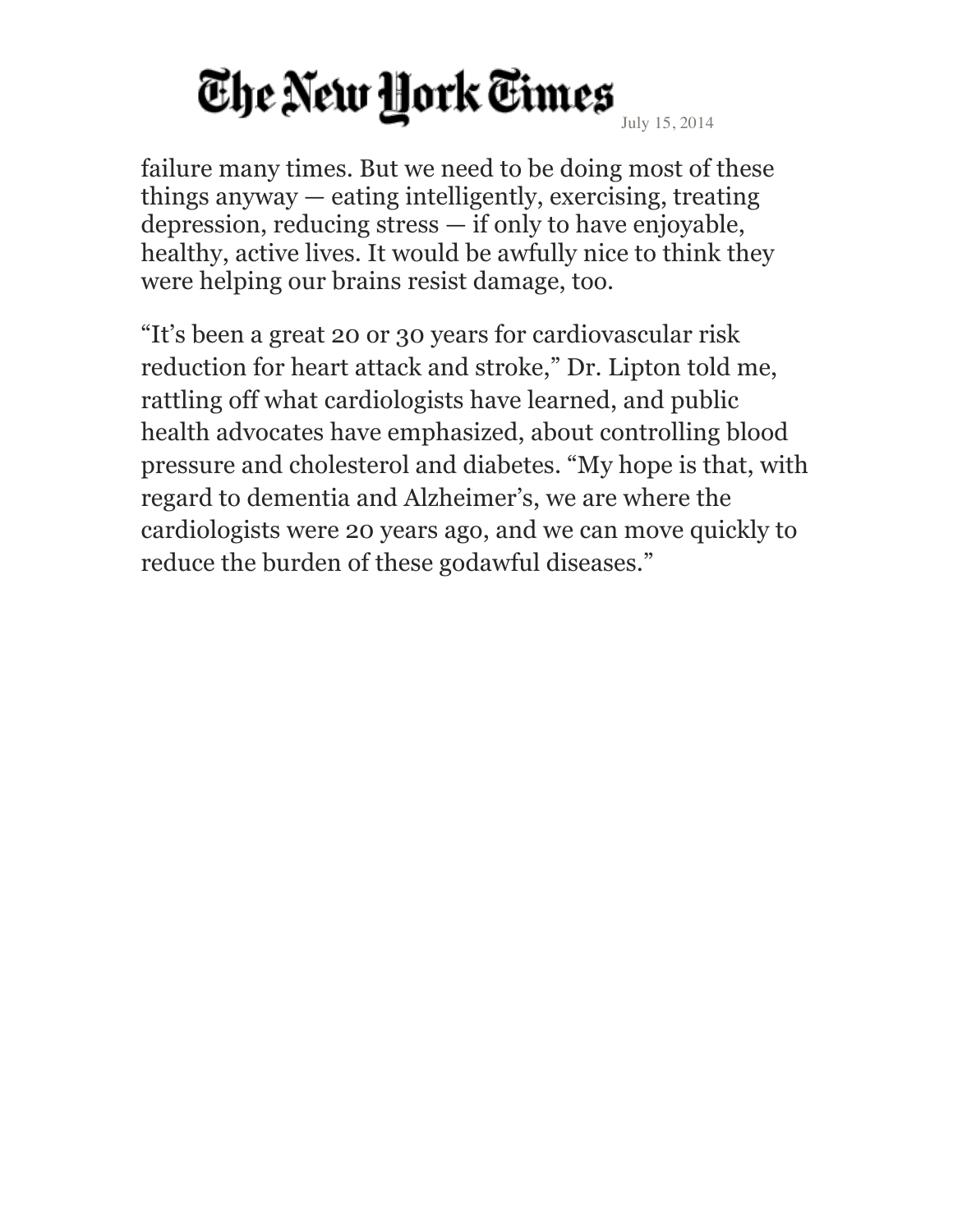failure many times. But we need to be doing most of these things anyway — eating intelligently, exercising, treating depression, reducing stress — if only to have enjoyable, healthy, active lives. It would be awfully nice to think they were helping our brains resist damage, too.

"It's been a great 20 or 30 years for cardiovascular risk reduction for heart attack and stroke," Dr. Lipton told me, rattling off what cardiologists have learned, and public health advocates have emphasized, about controlling blood pressure and cholesterol and diabetes. "My hope is that, with regard to dementia and Alzheimer's, we are where the cardiologists were 20 years ago, and we can move quickly to reduce the burden of these godawful diseases."